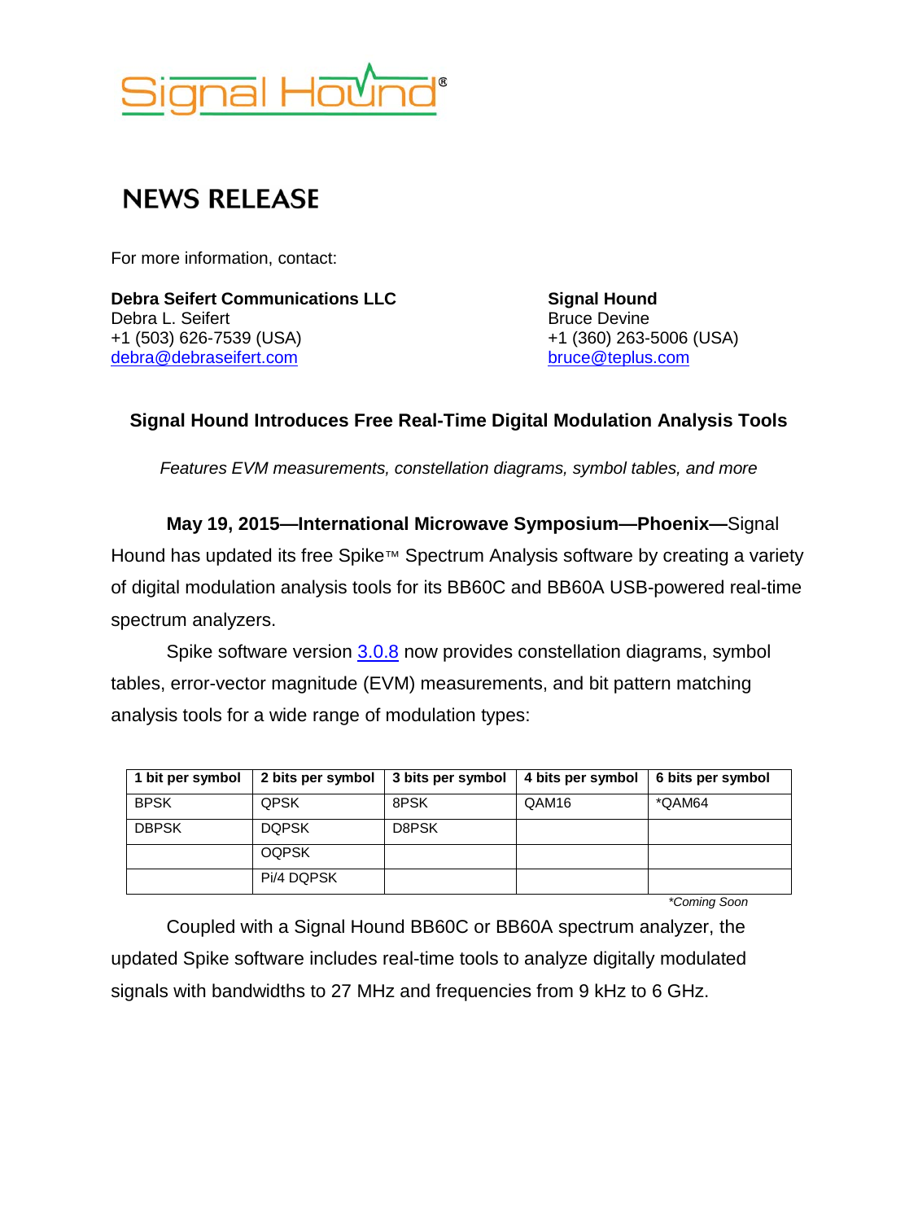Signal Hound®

# NEWS RELEASE

For more information, contact:

**Debra Seifert Communications LLC**
Debra L. Seifert
+1 (503) 626-7539 (USA)
debra@debraseifert.com

**Signal Hound**
Bruce Devine
+1 (360) 263-5006 (USA)
bruce@teplus.com

## Signal Hound Introduces Free Real-Time Digital Modulation Analysis Tools

*Features EVM measurements, constellation diagrams, symbol tables, and more*

**May 19, 2015—International Microwave Symposium—Phoenix—**Signal Hound has updated its free Spike™ Spectrum Analysis software by creating a variety of digital modulation analysis tools for its BB60C and BB60A USB-powered real-time spectrum analyzers.

Spike software version 3.0.8 now provides constellation diagrams, symbol tables, error-vector magnitude (EVM) measurements, and bit pattern matching analysis tools for a wide range of modulation types:

| 1 bit per symbol | 2 bits per symbol | 3 bits per symbol | 4 bits per symbol | 6 bits per symbol |
|---|---|---|---|---|
| BPSK | QPSK | 8PSK | QAM16 | *QAM64 |
| DBPSK | DQPSK | D8PSK | | |
| | OQPSK | | | |
| | Pi/4 DQPSK | | | |

*\*Coming Soon*

Coupled with a Signal Hound BB60C or BB60A spectrum analyzer, the updated Spike software includes real-time tools to analyze digitally modulated signals with bandwidths to 27 MHz and frequencies from 9 kHz to 6 GHz.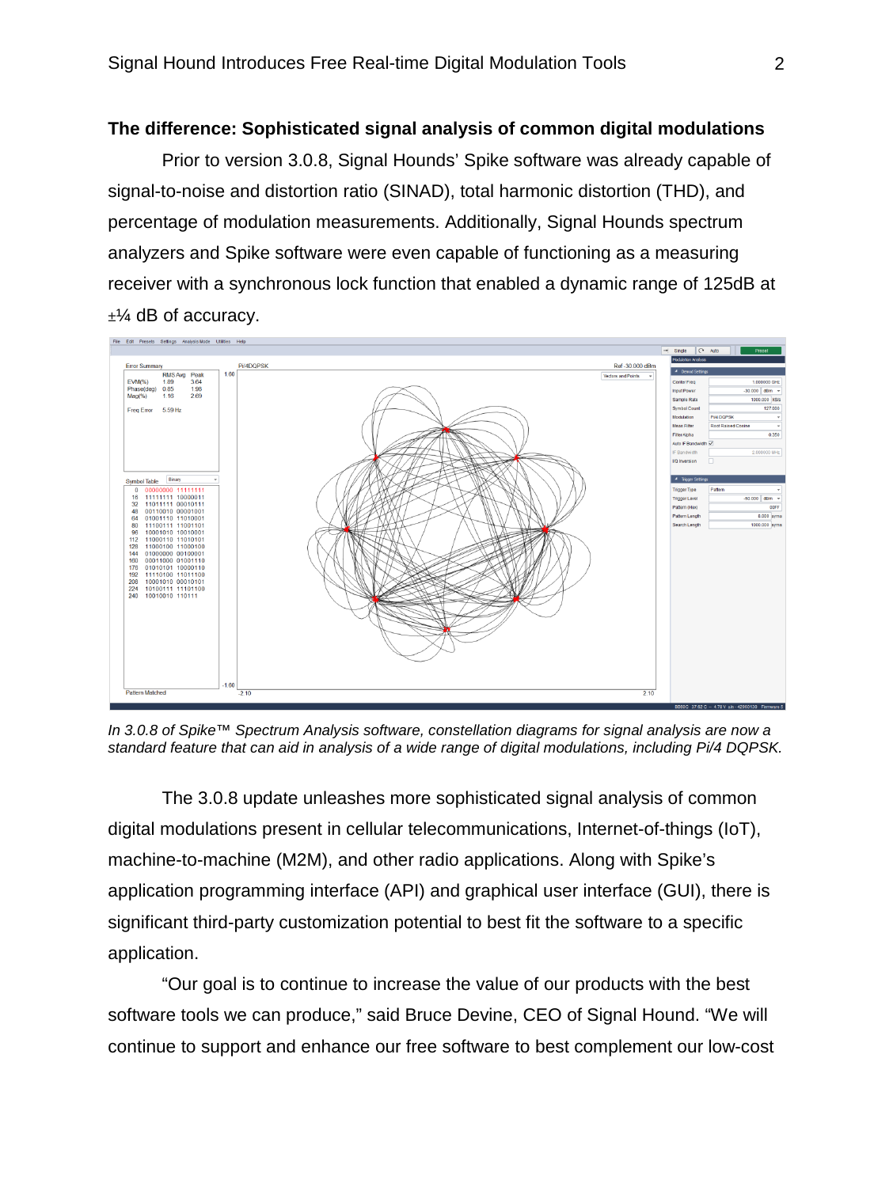### The difference: Sophisticated signal analysis of common digital modulations

Prior to version 3.0.8, Signal Hounds' Spike software was already capable of signal-to-noise and distortion ratio (SINAD), total harmonic distortion (THD), and percentage of modulation measurements. Additionally, Signal Hounds spectrum analyzers and Spike software were even capable of functioning as a measuring receiver with a synchronous lock function that enabled a dynamic range of 125dB at ±¼ dB of accuracy.

*In 3.0.8 of Spike™ Spectrum Analysis software, constellation diagrams for signal analysis are now a standard feature that can aid in analysis of a wide range of digital modulations, including Pi/4 DQPSK.*

The 3.0.8 update unleashes more sophisticated signal analysis of common digital modulations present in cellular telecommunications, Internet-of-things (IoT), machine-to-machine (M2M), and other radio applications. Along with Spike's application programming interface (API) and graphical user interface (GUI), there is significant third-party customization potential to best fit the software to a specific application.

"Our goal is to continue to increase the value of our products with the best software tools we can produce," said Bruce Devine, CEO of Signal Hound. "We will continue to support and enhance our free software to best complement our low-cost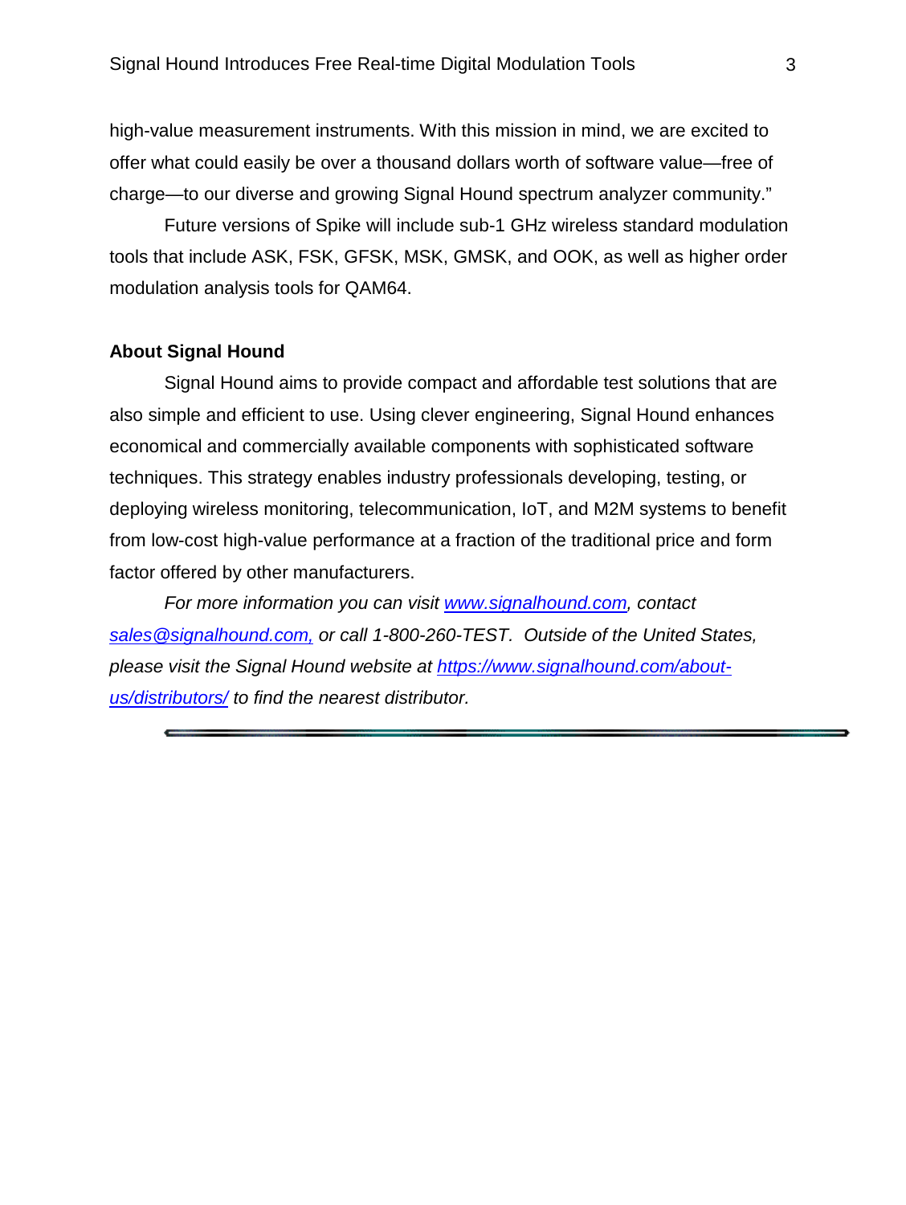high-value measurement instruments. With this mission in mind, we are excited to offer what could easily be over a thousand dollars worth of software value—free of charge—to our diverse and growing Signal Hound spectrum analyzer community."

Future versions of Spike will include sub-1 GHz wireless standard modulation tools that include ASK, FSK, GFSK, MSK, GMSK, and OOK, as well as higher order modulation analysis tools for QAM64.

**About Signal Hound**

Signal Hound aims to provide compact and affordable test solutions that are also simple and efficient to use. Using clever engineering, Signal Hound enhances economical and commercially available components with sophisticated software techniques. This strategy enables industry professionals developing, testing, or deploying wireless monitoring, telecommunication, IoT, and M2M systems to benefit from low-cost high-value performance at a fraction of the traditional price and form factor offered by other manufacturers.

*For more information you can visit [www.signalhound.com](www.signalhound.com), contact [sales@signalhound.com,](mailto:sales@signalhound.com) or call 1-800-260-TEST. Outside of the United States, please visit the Signal Hound website at [https://www.signalhound.com/about-us/distributors/](https://www.signalhound.com/about-us/distributors/) to find the nearest distributor.*

---